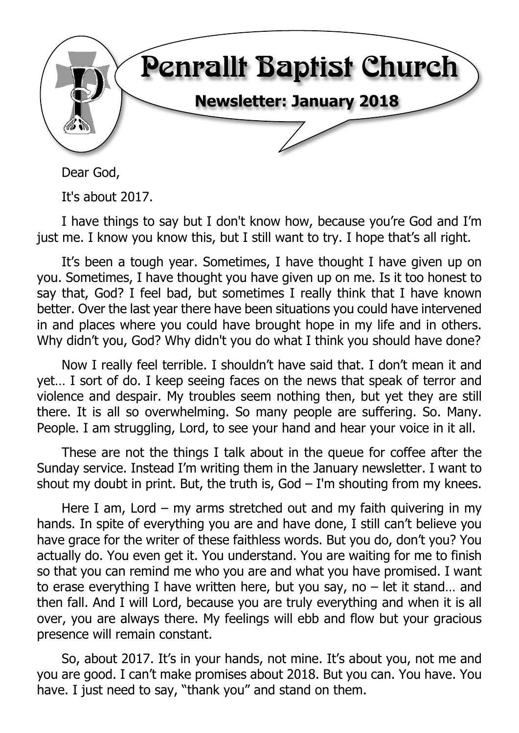# Penrallt Baptist Church

**Newsletter: January 2018**

Dear God,

It's about 2017.

I have things to say but I don't know how, because you're God and I'm just me. I know you know this, but I still want to try. I hope that's all right.

It's been a tough year. Sometimes, I have thought I have given up on you. Sometimes, I have thought you have given up on me. Is it too honest to say that, God? I feel bad, but sometimes I really think that I have known better. Over the last year there have been situations you could have intervened in and places where you could have brought hope in my life and in others. Why didn't you, God? Why didn't you do what I think you should have done?

Now I really feel terrible. I shouldn't have said that. I don't mean it and yet… I sort of do. I keep seeing faces on the news that speak of terror and violence and despair. My troubles seem nothing then, but yet they are still there. It is all so overwhelming. So many people are suffering. So. Many. People. I am struggling, Lord, to see your hand and hear your voice in it all.

These are not the things I talk about in the queue for coffee after the Sunday service. Instead I'm writing them in the January newsletter. I want to shout my doubt in print. But, the truth is, God – I'm shouting from my knees.

Here I am, Lord – my arms stretched out and my faith quivering in my hands. In spite of everything you are and have done, I still can't believe you have grace for the writer of these faithless words. But you do, don't you? You actually do. You even get it. You understand. You are waiting for me to finish so that you can remind me who you are and what you have promised. I want to erase everything I have written here, but you say, no – let it stand… and then fall. And I will Lord, because you are truly everything and when it is all over, you are always there. My feelings will ebb and flow but your gracious presence will remain constant.

So, about 2017. It's in your hands, not mine. It's about you, not me and you are good. I can't make promises about 2018. But you can. You have. You have. I just need to say, "thank you" and stand on them.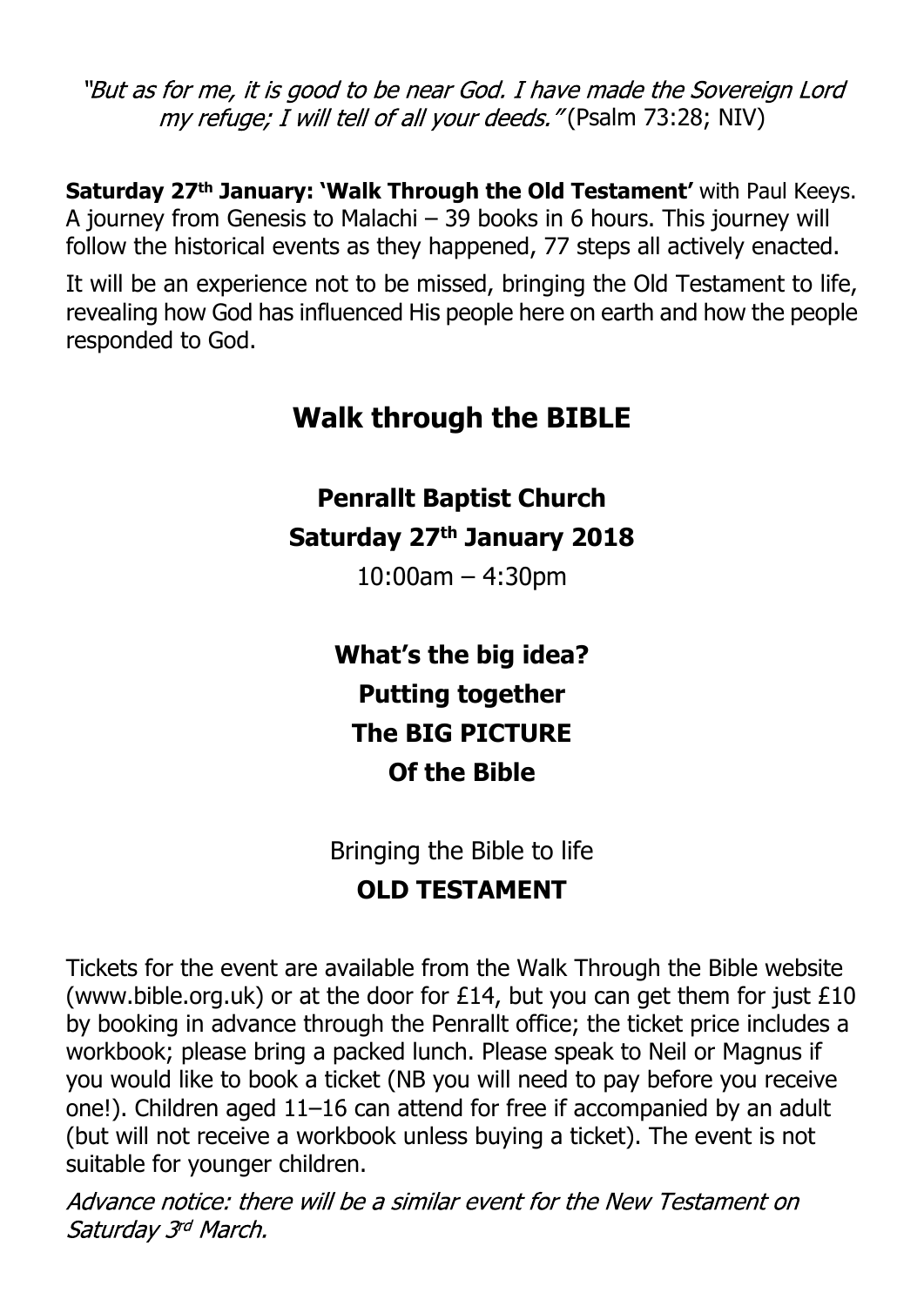*"But as for me, it is good to be near God. I have made the Sovereign Lord my refuge; I will tell of all your deeds."* (Psalm 73:28; NIV)

**Saturday 27th January: 'Walk Through the Old Testament'** with Paul Keeys. A journey from Genesis to Malachi – 39 books in 6 hours. This journey will follow the historical events as they happened, 77 steps all actively enacted.

It will be an experience not to be missed, bringing the Old Testament to life, revealing how God has influenced His people here on earth and how the people responded to God.

## Walk through the BIBLE

**Penrallt Baptist Church**

**Saturday 27th January 2018**

10:00am – 4:30pm

**What's the big idea?**
**Putting together**
**The BIG PICTURE**
**Of the Bible**

Bringing the Bible to life

**OLD TESTAMENT**

Tickets for the event are available from the Walk Through the Bible website (www.bible.org.uk) or at the door for £14, but you can get them for just £10 by booking in advance through the Penrallt office; the ticket price includes a workbook; please bring a packed lunch. Please speak to Neil or Magnus if you would like to book a ticket (NB you will need to pay before you receive one!). Children aged 11–16 can attend for free if accompanied by an adult (but will not receive a workbook unless buying a ticket). The event is not suitable for younger children.

*Advance notice: there will be a similar event for the New Testament on Saturday 3rd March.*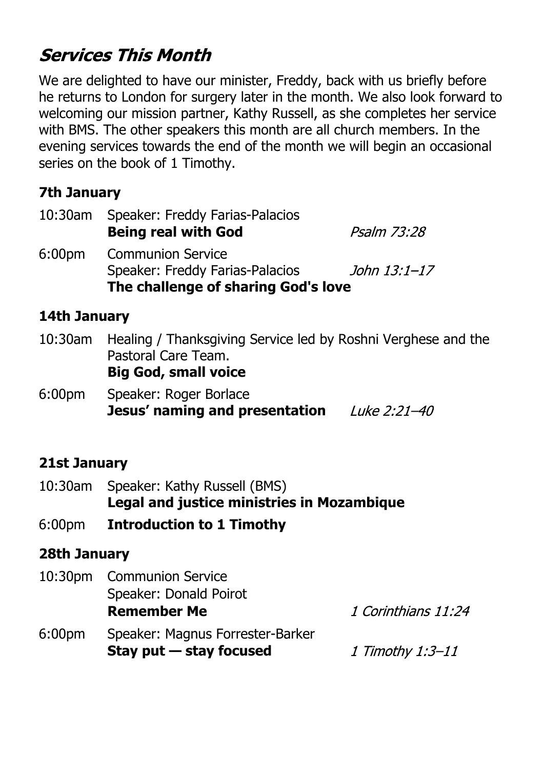## ***Services This Month***

We are delighted to have our minister, Freddy, back with us briefly before he returns to London for surgery later in the month. We also look forward to welcoming our mission partner, Kathy Russell, as she completes her service with BMS. The other speakers this month are all church members. In the evening services towards the end of the month we will begin an occasional series on the book of 1 Timothy.

### 7th January

10:30am Speaker: Freddy Farias-Palacios
**Being real with God** *Psalm 73:28*

6:00pm Communion Service
Speaker: Freddy Farias-Palacios *John 13:1–17*
**The challenge of sharing God's love**

### 14th January

10:30am Healing / Thanksgiving Service led by Roshni Verghese and the Pastoral Care Team.
**Big God, small voice**

6:00pm Speaker: Roger Borlace
**Jesus' naming and presentation** *Luke 2:21–40*

### 21st January

10:30am Speaker: Kathy Russell (BMS)
**Legal and justice ministries in Mozambique**

6:00pm **Introduction to 1 Timothy**

### 28th January

10:30pm Communion Service
Speaker: Donald Poirot
**Remember Me** *1 Corinthians 11:24*

6:00pm Speaker: Magnus Forrester-Barker
**Stay put — stay focused** *1 Timothy 1:3–11*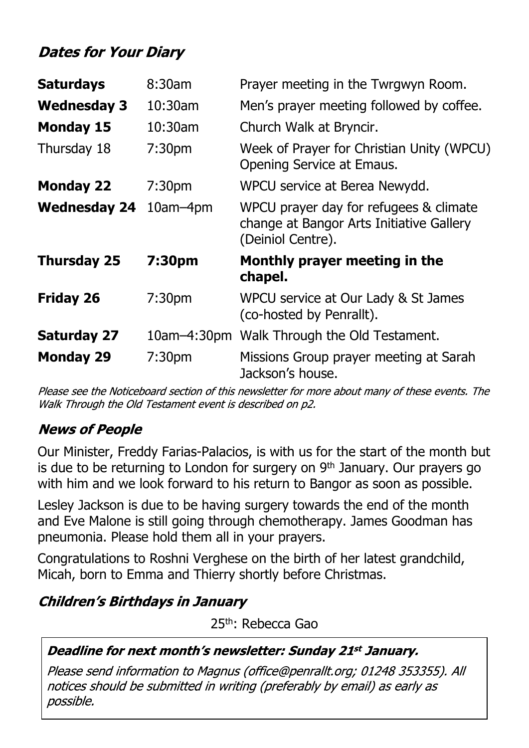## *Dates for Your Diary*

| | | |
|---|---|---|
| **Saturdays** | 8:30am | Prayer meeting in the Twrgwyn Room. |
| **Wednesday 3** | 10:30am | Men's prayer meeting followed by coffee. |
| **Monday 15** | 10:30am | Church Walk at Bryncir. |
| Thursday 18 | 7:30pm | Week of Prayer for Christian Unity (WPCU) Opening Service at Emaus. |
| **Monday 22** | 7:30pm | WPCU service at Berea Newydd. |
| **Wednesday 24** | 10am–4pm | WPCU prayer day for refugees & climate change at Bangor Arts Initiative Gallery (Deiniol Centre). |
| **Thursday 25** | **7:30pm** | **Monthly prayer meeting in the chapel.** |
| **Friday 26** | 7:30pm | WPCU service at Our Lady & St James (co-hosted by Penrallt). |
| **Saturday 27** | 10am–4:30pm | Walk Through the Old Testament. |
| **Monday 29** | 7:30pm | Missions Group prayer meeting at Sarah Jackson's house. |

*Please see the Noticeboard section of this newsletter for more about many of these events. The Walk Through the Old Testament event is described on p2.*

## *News of People*

Our Minister, Freddy Farias-Palacios, is with us for the start of the month but is due to be returning to London for surgery on 9th January. Our prayers go with him and we look forward to his return to Bangor as soon as possible.

Lesley Jackson is due to be having surgery towards the end of the month and Eve Malone is still going through chemotherapy. James Goodman has pneumonia. Please hold them all in your prayers.

Congratulations to Roshni Verghese on the birth of her latest grandchild, Micah, born to Emma and Thierry shortly before Christmas.

## *Children's Birthdays in January*

25th: Rebecca Gao

***Deadline for next month's newsletter: Sunday 21st January.***

*Please send information to Magnus (office@penrallt.org; 01248 353355). All notices should be submitted in writing (preferably by email) as early as possible.*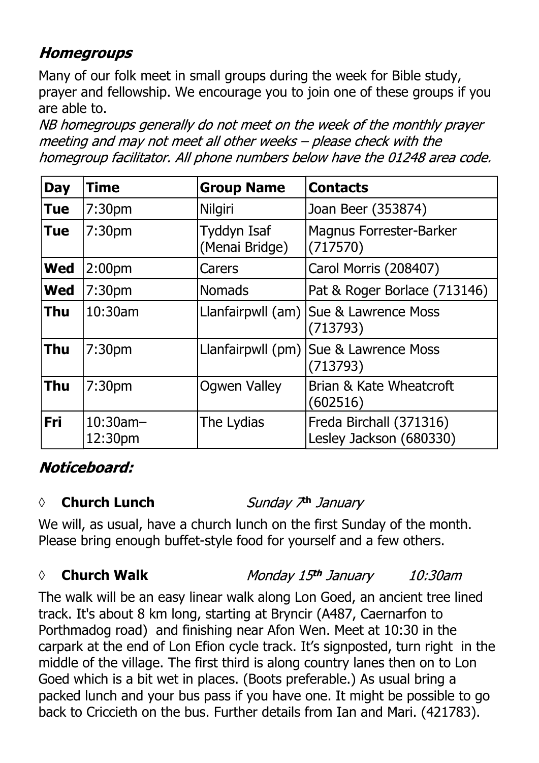## *Homegroups*

Many of our folk meet in small groups during the week for Bible study, prayer and fellowship. We encourage you to join one of these groups if you are able to.

*NB homegroups generally do not meet on the week of the monthly prayer meeting and may not meet all other weeks – please check with the homegroup facilitator. All phone numbers below have the 01248 area code.*

| Day | Time | Group Name | Contacts |
|---|---|---|---|
| **Tue** | 7:30pm | Nilgiri | Joan Beer (353874) |
| **Tue** | 7:30pm | Tyddyn Isaf (Menai Bridge) | Magnus Forrester-Barker (717570) |
| **Wed** | 2:00pm | Carers | Carol Morris (208407) |
| **Wed** | 7:30pm | Nomads | Pat & Roger Borlace (713146) |
| **Thu** | 10:30am | Llanfairpwll (am) | Sue & Lawrence Moss (713793) |
| **Thu** | 7:30pm | Llanfairpwll (pm) | Sue & Lawrence Moss (713793) |
| **Thu** | 7:30pm | Ogwen Valley | Brian & Kate Wheatcroft (602516) |
| **Fri** | 10:30am–12:30pm | The Lydias | Freda Birchall (371316) Lesley Jackson (680330) |

## *Noticeboard:*

◊ **Church Lunch** *Sunday 7th January*

We will, as usual, have a church lunch on the first Sunday of the month. Please bring enough buffet-style food for yourself and a few others.

◊ **Church Walk** *Monday 15th January 10:30am*

The walk will be an easy linear walk along Lon Goed, an ancient tree lined track. It's about 8 km long, starting at Bryncir (A487, Caernarfon to Porthmadog road) and finishing near Afon Wen. Meet at 10:30 in the carpark at the end of Lon Efion cycle track. It's signposted, turn right in the middle of the village. The first third is along country lanes then on to Lon Goed which is a bit wet in places. (Boots preferable.) As usual bring a packed lunch and your bus pass if you have one. It might be possible to go back to Criccieth on the bus. Further details from Ian and Mari. (421783).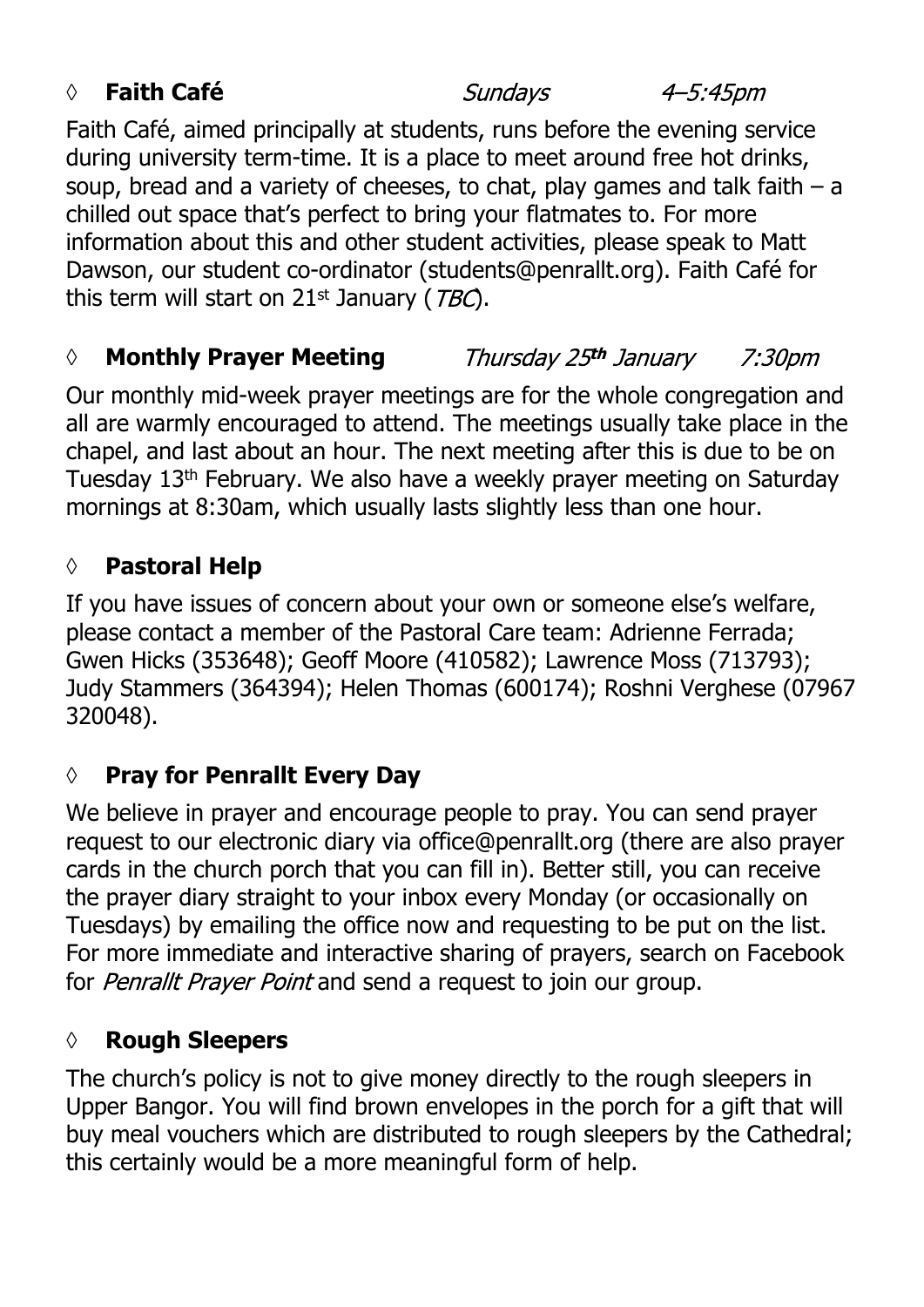### ◊ **Faith Café** *Sundays* *4–5:45pm*

Faith Café, aimed principally at students, runs before the evening service during university term-time. It is a place to meet around free hot drinks, soup, bread and a variety of cheeses, to chat, play games and talk faith – a chilled out space that's perfect to bring your flatmates to. For more information about this and other student activities, please speak to Matt Dawson, our student co-ordinator (students@penrallt.org). Faith Café for this term will start on 21st January (*TBC*).

### ◊ **Monthly Prayer Meeting** *Thursday 25th January* *7:30pm*

Our monthly mid-week prayer meetings are for the whole congregation and all are warmly encouraged to attend. The meetings usually take place in the chapel, and last about an hour. The next meeting after this is due to be on Tuesday 13th February. We also have a weekly prayer meeting on Saturday mornings at 8:30am, which usually lasts slightly less than one hour.

### ◊ **Pastoral Help**

If you have issues of concern about your own or someone else's welfare, please contact a member of the Pastoral Care team: Adrienne Ferrada; Gwen Hicks (353648); Geoff Moore (410582); Lawrence Moss (713793); Judy Stammers (364394); Helen Thomas (600174); Roshni Verghese (07967 320048).

### ◊ **Pray for Penrallt Every Day**

We believe in prayer and encourage people to pray. You can send prayer request to our electronic diary via office@penrallt.org (there are also prayer cards in the church porch that you can fill in). Better still, you can receive the prayer diary straight to your inbox every Monday (or occasionally on Tuesdays) by emailing the office now and requesting to be put on the list. For more immediate and interactive sharing of prayers, search on Facebook for *Penrallt Prayer Point* and send a request to join our group.

### ◊ **Rough Sleepers**

The church's policy is not to give money directly to the rough sleepers in Upper Bangor. You will find brown envelopes in the porch for a gift that will buy meal vouchers which are distributed to rough sleepers by the Cathedral; this certainly would be a more meaningful form of help.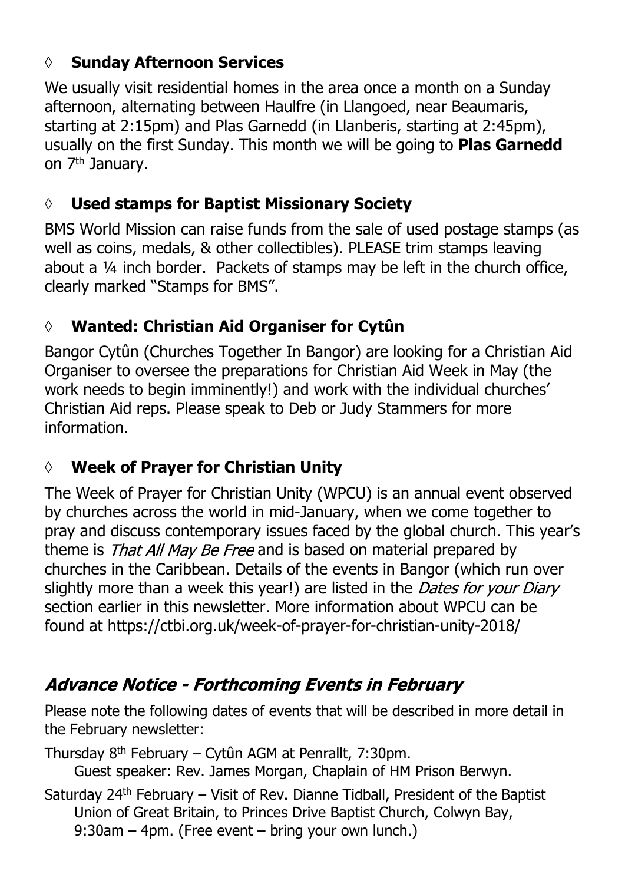### ◊ **Sunday Afternoon Services**

We usually visit residential homes in the area once a month on a Sunday afternoon, alternating between Haulfre (in Llangoed, near Beaumaris, starting at 2:15pm) and Plas Garnedd (in Llanberis, starting at 2:45pm), usually on the first Sunday. This month we will be going to **Plas Garnedd** on 7th January.

### ◊ **Used stamps for Baptist Missionary Society**

BMS World Mission can raise funds from the sale of used postage stamps (as well as coins, medals, & other collectibles). PLEASE trim stamps leaving about a ¼ inch border. Packets of stamps may be left in the church office, clearly marked "Stamps for BMS".

### ◊ **Wanted: Christian Aid Organiser for Cytûn**

Bangor Cytûn (Churches Together In Bangor) are looking for a Christian Aid Organiser to oversee the preparations for Christian Aid Week in May (the work needs to begin imminently!) and work with the individual churches' Christian Aid reps. Please speak to Deb or Judy Stammers for more information.

### ◊ **Week of Prayer for Christian Unity**

The Week of Prayer for Christian Unity (WPCU) is an annual event observed by churches across the world in mid-January, when we come together to pray and discuss contemporary issues faced by the global church. This year's theme is *That All May Be Free* and is based on material prepared by churches in the Caribbean. Details of the events in Bangor (which run over slightly more than a week this year!) are listed in the *Dates for your Diary* section earlier in this newsletter. More information about WPCU can be found at https://ctbi.org.uk/week-of-prayer-for-christian-unity-2018/

## ***Advance Notice - Forthcoming Events in February***

Please note the following dates of events that will be described in more detail in the February newsletter:

Thursday 8th February – Cytûn AGM at Penrallt, 7:30pm.
Guest speaker: Rev. James Morgan, Chaplain of HM Prison Berwyn.

Saturday 24th February – Visit of Rev. Dianne Tidball, President of the Baptist Union of Great Britain, to Princes Drive Baptist Church, Colwyn Bay, 9:30am – 4pm. (Free event – bring your own lunch.)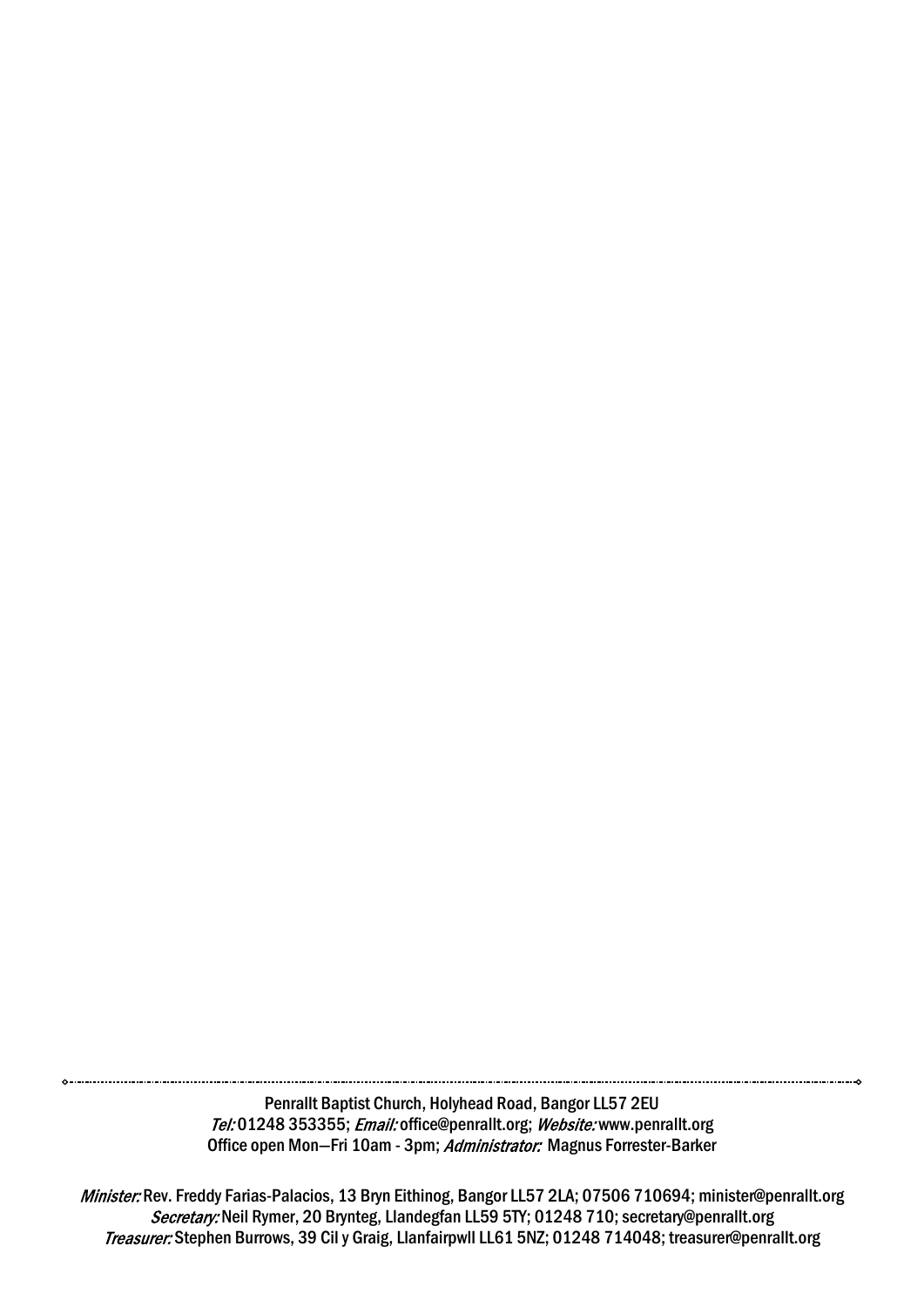Penrallt Baptist Church, Holyhead Road, Bangor LL57 2EU
*Tel:* 01248 353355; *Email:* office@penrallt.org; *Website:* www.penrallt.org
Office open Mon—Fri 10am - 3pm; *Administrator:* Magnus Forrester-Barker

*Minister:* Rev. Freddy Farias-Palacios, 13 Bryn Eithinog, Bangor LL57 2LA; 07506 710694; minister@penrallt.org
*Secretary:* Neil Rymer, 20 Brynteg, Llandegfan LL59 5TY; 01248 710; secretary@penrallt.org
*Treasurer:* Stephen Burrows, 39 Cil y Graig, Llanfairpwll LL61 5NZ; 01248 714048; treasurer@penrallt.org